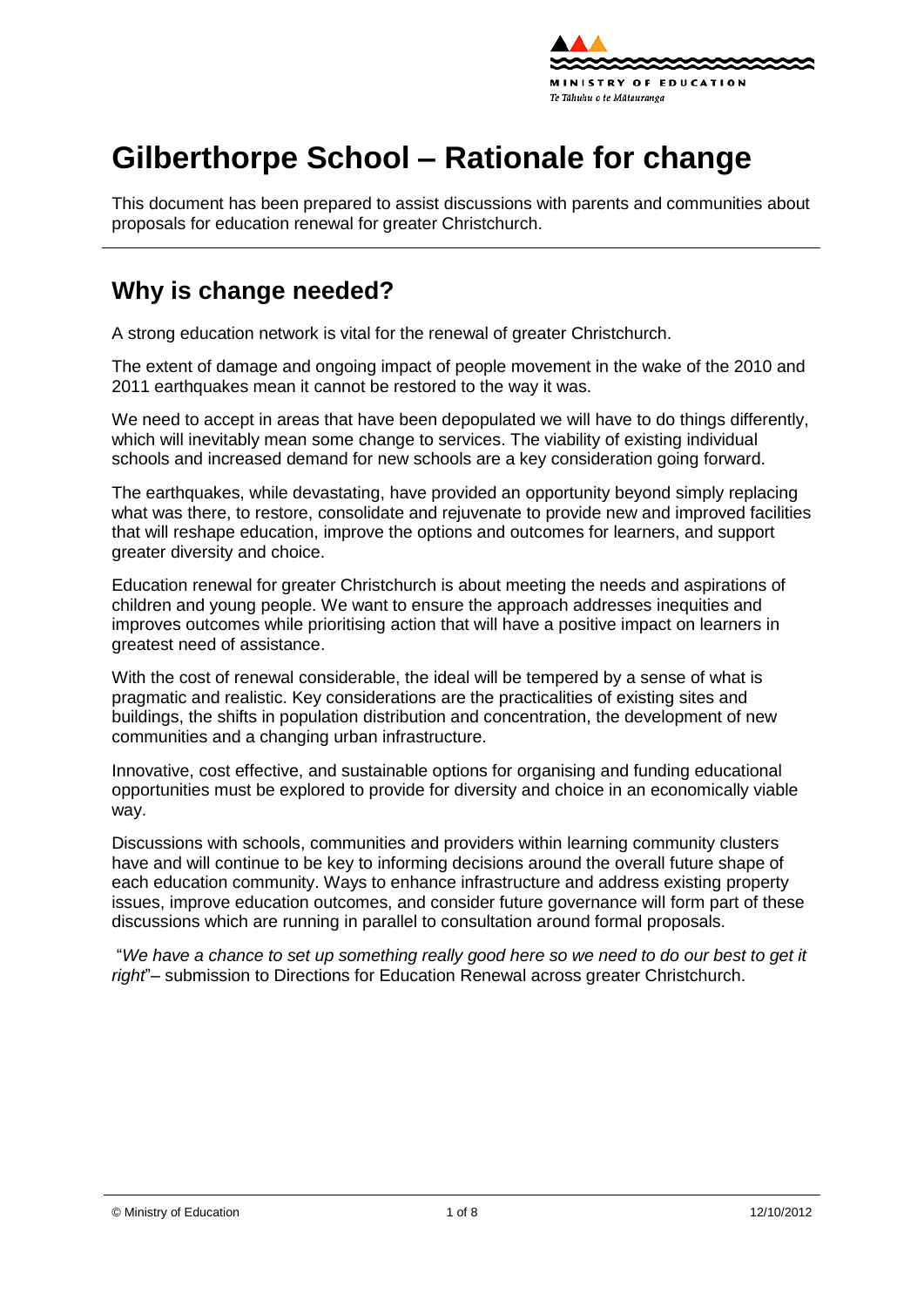# Gilberthorpe School – Rationale for change

This document has been prepared to assist discussions with parents and communities about proposals for education renewal for greater Christchurch.

## Why is change needed?

A strong education network is vital for the renewal of greater Christchurch.

The extent of damage and ongoing impact of people movement in the wake of the 2010 and 2011 earthquakes mean it cannot be restored to the way it was.

We need to accept in areas that have been depopulated we will have to do things differently, which will inevitably mean some change to services. The viability of existing individual schools and increased demand for new schools are a key consideration going forward.

The earthquakes, while devastating, have provided an opportunity beyond simply replacing what was there, to restore, consolidate and rejuvenate to provide new and improved facilities that will reshape education, improve the options and outcomes for learners, and support greater diversity and choice.

Education renewal for greater Christchurch is about meeting the needs and aspirations of children and young people. We want to ensure the approach addresses inequities and improves outcomes while prioritising action that will have a positive impact on learners in greatest need of assistance.

With the cost of renewal considerable, the ideal will be tempered by a sense of what is pragmatic and realistic. Key considerations are the practicalities of existing sites and buildings, the shifts in population distribution and concentration, the development of new communities and a changing urban infrastructure.

Innovative, cost effective, and sustainable options for organising and funding educational opportunities must be explored to provide for diversity and choice in an economically viable way.

Discussions with schools, communities and providers within learning community clusters have and will continue to be key to informing decisions around the overall future shape of each education community. Ways to enhance infrastructure and address existing property issues, improve education outcomes, and consider future governance will form part of these discussions which are running in parallel to consultation around formal proposals.

"*We have a chance to set up something really good here so we need to do our best to get it right*"– submission to Directions for Education Renewal across greater Christchurch.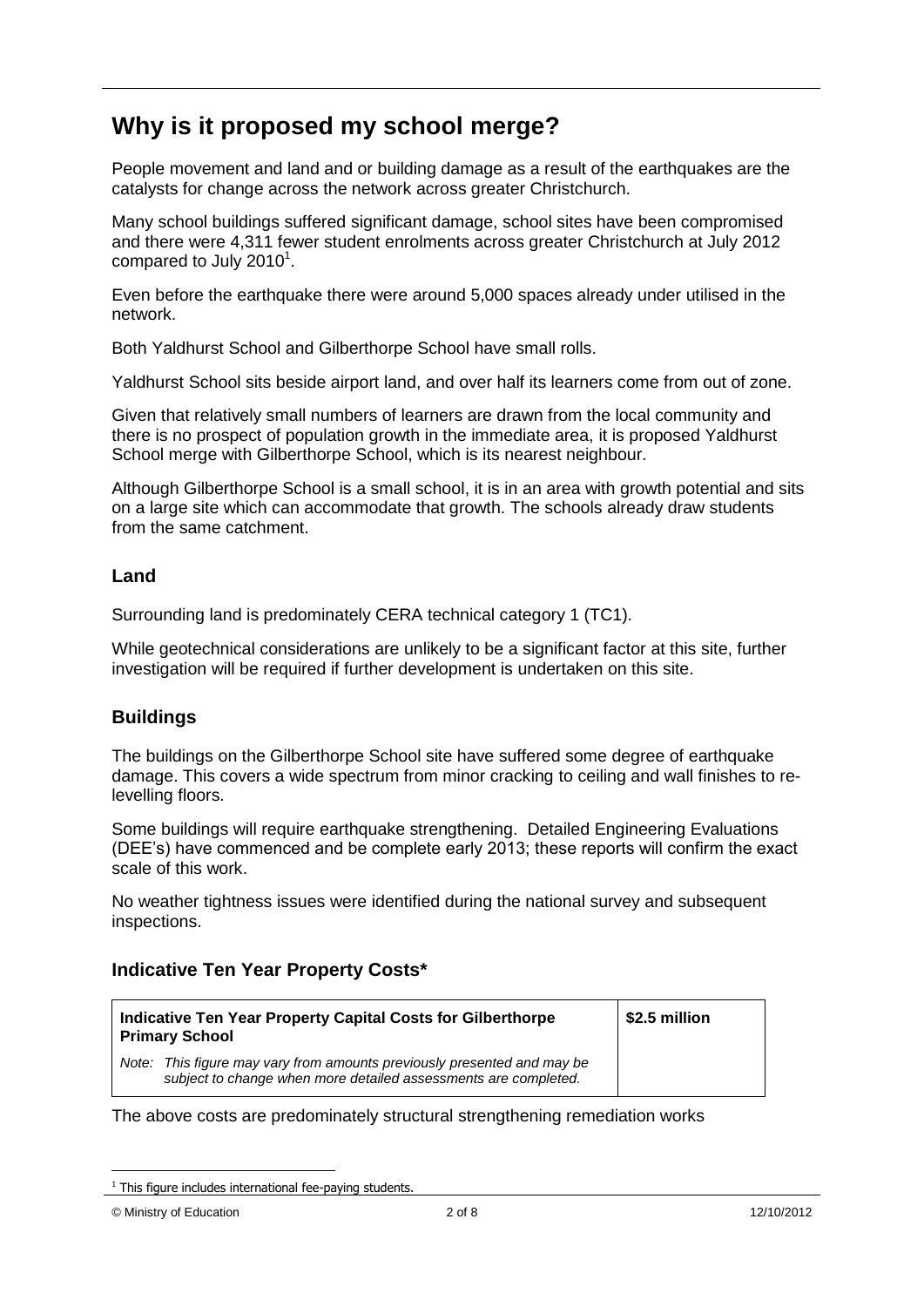# Why is it proposed my school merge?

People movement and land and or building damage as a result of the earthquakes are the catalysts for change across the network across greater Christchurch.

Many school buildings suffered significant damage, school sites have been compromised and there were 4,311 fewer student enrolments across greater Christchurch at July 2012 compared to July 2010[1].

Even before the earthquake there were around 5,000 spaces already under utilised in the network.

Both Yaldhurst School and Gilberthorpe School have small rolls.

Yaldhurst School sits beside airport land, and over half its learners come from out of zone.

Given that relatively small numbers of learners are drawn from the local community and there is no prospect of population growth in the immediate area, it is proposed Yaldhurst School merge with Gilberthorpe School, which is its nearest neighbour.

Although Gilberthorpe School is a small school, it is in an area with growth potential and sits on a large site which can accommodate that growth. The schools already draw students from the same catchment.

## Land

Surrounding land is predominately CERA technical category 1 (TC1).

While geotechnical considerations are unlikely to be a significant factor at this site, further investigation will be required if further development is undertaken on this site.

## Buildings

The buildings on the Gilberthorpe School site have suffered some degree of earthquake damage. This covers a wide spectrum from minor cracking to ceiling and wall finishes to re-levelling floors.

Some buildings will require earthquake strengthening. Detailed Engineering Evaluations (DEE's) have commenced and be complete early 2013; these reports will confirm the exact scale of this work.

No weather tightness issues were identified during the national survey and subsequent inspections.

## Indicative Ten Year Property Costs*

| | |
|---|---|
| **Indicative Ten Year Property Capital Costs for Gilberthorpe Primary School**<br>*Note: This figure may vary from amounts previously presented and may be subject to change when more detailed assessments are completed.* | **$2.5 million** |

The above costs are predominately structural strengthening remediation works

[1] This figure includes international fee-paying students.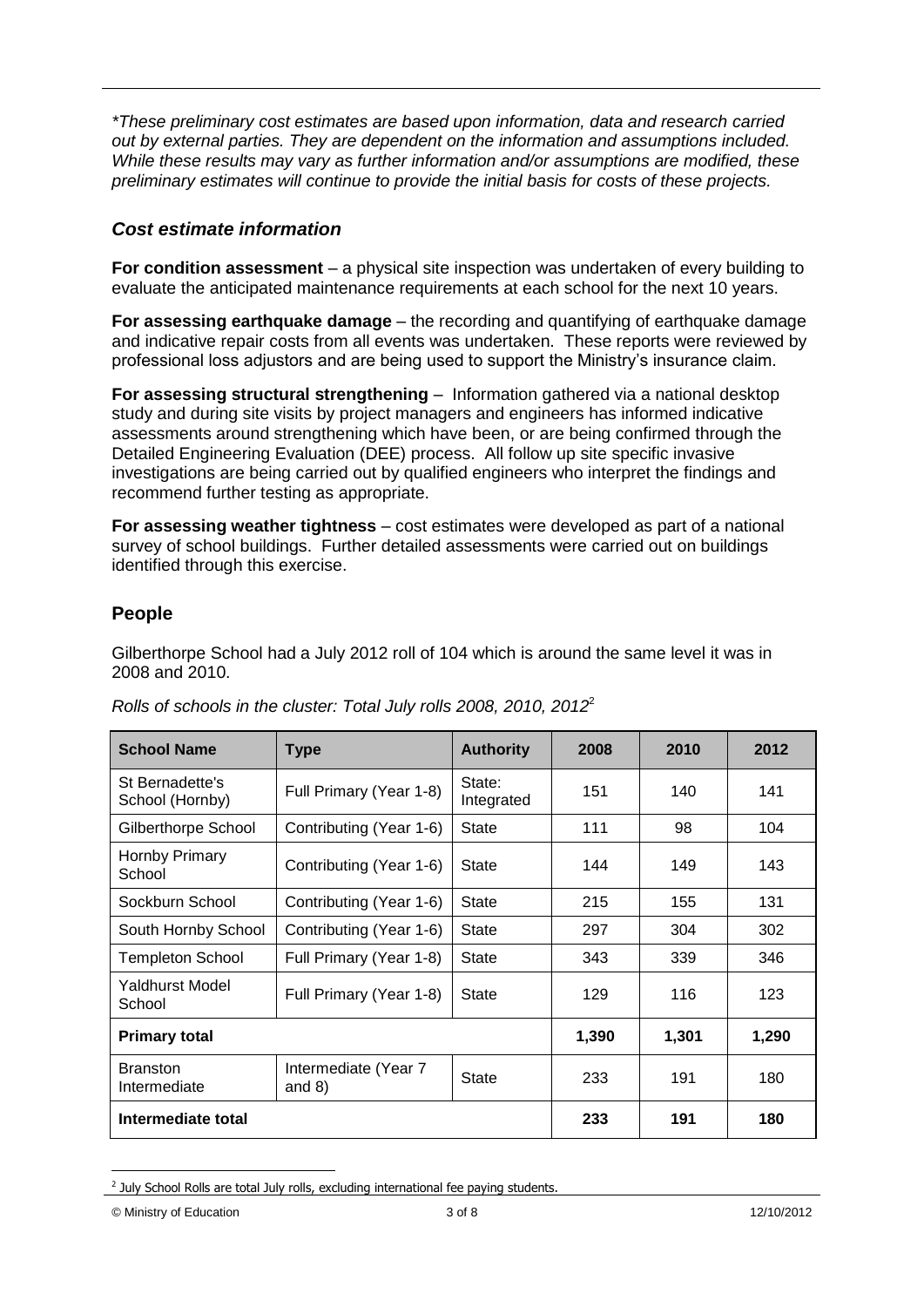*These preliminary cost estimates are based upon information, data and research carried out by external parties. They are dependent on the information and assumptions included. While these results may vary as further information and/or assumptions are modified, these preliminary estimates will continue to provide the initial basis for costs of these projects.*

### *Cost estimate information*

**For condition assessment** – a physical site inspection was undertaken of every building to evaluate the anticipated maintenance requirements at each school for the next 10 years.

**For assessing earthquake damage** – the recording and quantifying of earthquake damage and indicative repair costs from all events was undertaken. These reports were reviewed by professional loss adjustors and are being used to support the Ministry's insurance claim.

**For assessing structural strengthening** – Information gathered via a national desktop study and during site visits by project managers and engineers has informed indicative assessments around strengthening which have been, or are being confirmed through the Detailed Engineering Evaluation (DEE) process. All follow up site specific invasive investigations are being carried out by qualified engineers who interpret the findings and recommend further testing as appropriate.

**For assessing weather tightness** – cost estimates were developed as part of a national survey of school buildings. Further detailed assessments were carried out on buildings identified through this exercise.

## People

Gilberthorpe School had a July 2012 roll of 104 which is around the same level it was in 2008 and 2010.

*Rolls of schools in the cluster: Total July rolls 2008, 2010, 2012*[2]

| School Name | Type | Authority | 2008 | 2010 | 2012 |
|---|---|---|---|---|---|
| St Bernadette's School (Hornby) | Full Primary (Year 1-8) | State: Integrated | 151 | 140 | 141 |
| Gilberthorpe School | Contributing (Year 1-6) | State | 111 | 98 | 104 |
| Hornby Primary School | Contributing (Year 1-6) | State | 144 | 149 | 143 |
| Sockburn School | Contributing (Year 1-6) | State | 215 | 155 | 131 |
| South Hornby School | Contributing (Year 1-6) | State | 297 | 304 | 302 |
| Templeton School | Full Primary (Year 1-8) | State | 343 | 339 | 346 |
| Yaldhurst Model School | Full Primary (Year 1-8) | State | 129 | 116 | 123 |
| **Primary total** | | | **1,390** | **1,301** | **1,290** |
| Branston Intermediate | Intermediate (Year 7 and 8) | State | 233 | 191 | 180 |
| **Intermediate total** | | | **233** | **191** | **180** |

[2] July School Rolls are total July rolls, excluding international fee paying students.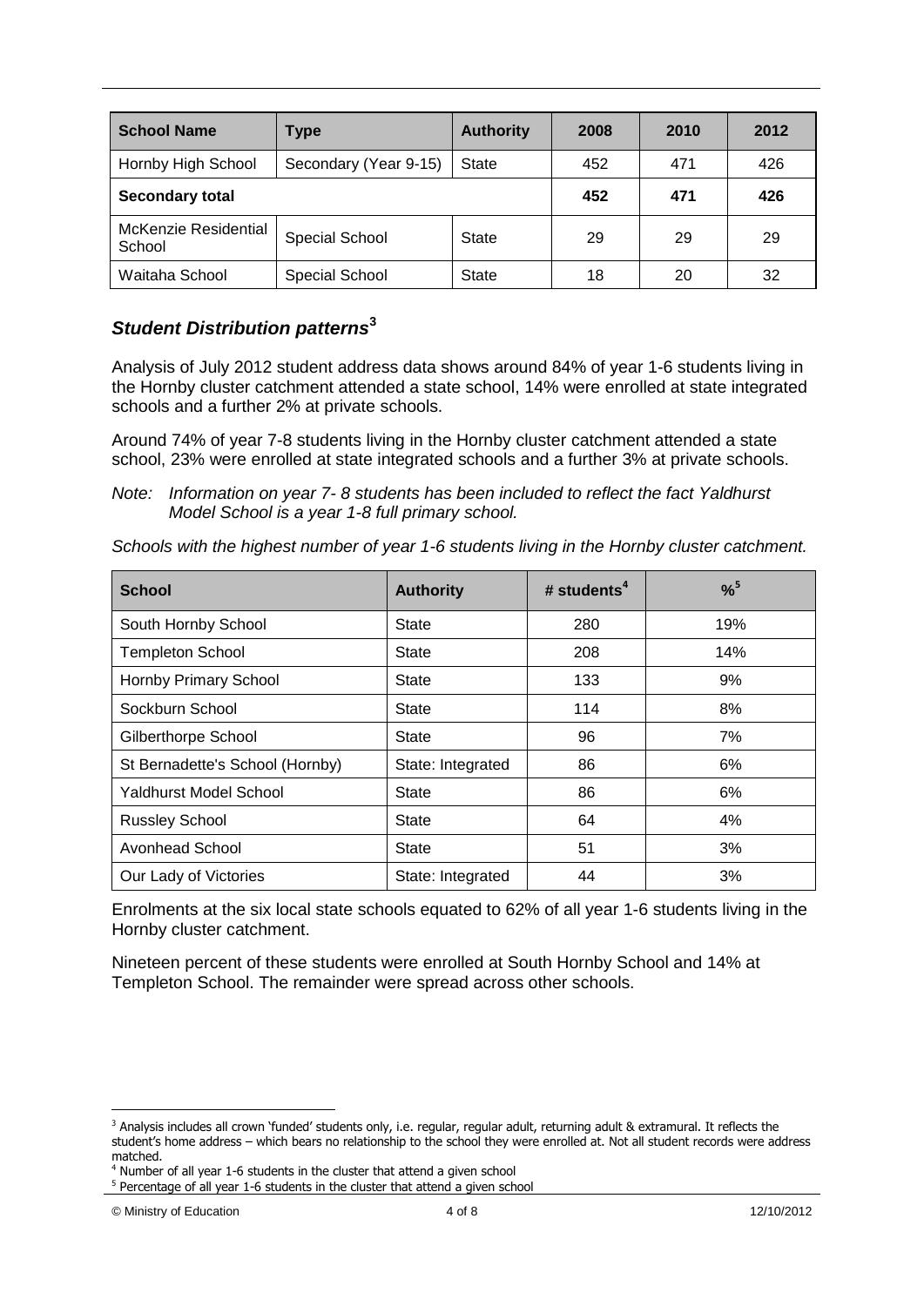| School Name | Type | Authority | 2008 | 2010 | 2012 |
|---|---|---|---|---|---|
| Hornby High School | Secondary (Year 9-15) | State | 452 | 471 | 426 |
| **Secondary total** | | | **452** | **471** | **426** |
| McKenzie Residential School | Special School | State | 29 | 29 | 29 |
| Waitaha School | Special School | State | 18 | 20 | 32 |

## *Student Distribution patterns*[3]

Analysis of July 2012 student address data shows around 84% of year 1-6 students living in the Hornby cluster catchment attended a state school, 14% were enrolled at state integrated schools and a further 2% at private schools.

Around 74% of year 7-8 students living in the Hornby cluster catchment attended a state school, 23% were enrolled at state integrated schools and a further 3% at private schools.

*Note: Information on year 7- 8 students has been included to reflect the fact Yaldhurst Model School is a year 1-8 full primary school.*

*Schools with the highest number of year 1-6 students living in the Hornby cluster catchment.*

| School | Authority | # students[4] | %[5] |
|---|---|---|---|
| South Hornby School | State | 280 | 19% |
| Templeton School | State | 208 | 14% |
| Hornby Primary School | State | 133 | 9% |
| Sockburn School | State | 114 | 8% |
| Gilberthorpe School | State | 96 | 7% |
| St Bernadette's School (Hornby) | State: Integrated | 86 | 6% |
| Yaldhurst Model School | State | 86 | 6% |
| Russley School | State | 64 | 4% |
| Avonhead School | State | 51 | 3% |
| Our Lady of Victories | State: Integrated | 44 | 3% |

Enrolments at the six local state schools equated to 62% of all year 1-6 students living in the Hornby cluster catchment.

Nineteen percent of these students were enrolled at South Hornby School and 14% at Templeton School. The remainder were spread across other schools.

[3] Analysis includes all crown 'funded' students only, i.e. regular, regular adult, returning adult & extramural. It reflects the student's home address – which bears no relationship to the school they were enrolled at. Not all student records were address matched.

[4] Number of all year 1-6 students in the cluster that attend a given school

[5] Percentage of all year 1-6 students in the cluster that attend a given school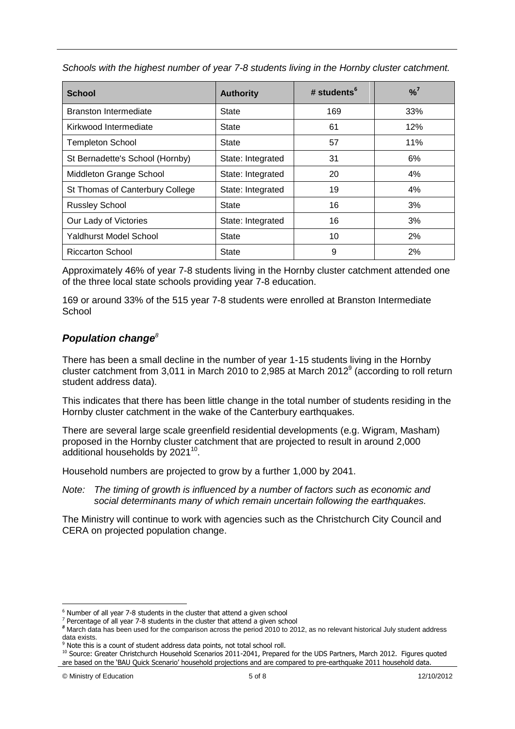*Schools with the highest number of year 7-8 students living in the Hornby cluster catchment.*

| School | Authority | # students[6] | %[7] |
|---|---|---|---|
| Branston Intermediate | State | 169 | 33% |
| Kirkwood Intermediate | State | 61 | 12% |
| Templeton School | State | 57 | 11% |
| St Bernadette's School (Hornby) | State: Integrated | 31 | 6% |
| Middleton Grange School | State: Integrated | 20 | 4% |
| St Thomas of Canterbury College | State: Integrated | 19 | 4% |
| Russley School | State | 16 | 3% |
| Our Lady of Victories | State: Integrated | 16 | 3% |
| Yaldhurst Model School | State | 10 | 2% |
| Riccarton School | State | 9 | 2% |

Approximately 46% of year 7-8 students living in the Hornby cluster catchment attended one of the three local state schools providing year 7-8 education.

169 or around 33% of the 515 year 7-8 students were enrolled at Branston Intermediate School

### *Population change*[8]

There has been a small decline in the number of year 1-15 students living in the Hornby cluster catchment from 3,011 in March 2010 to 2,985 at March 2012[9] (according to roll return student address data).

This indicates that there has been little change in the total number of students residing in the Hornby cluster catchment in the wake of the Canterbury earthquakes.

There are several large scale greenfield residential developments (e.g. Wigram, Masham) proposed in the Hornby cluster catchment that are projected to result in around 2,000 additional households by 2021[10].

Household numbers are projected to grow by a further 1,000 by 2041.

*Note: The timing of growth is influenced by a number of factors such as economic and social determinants many of which remain uncertain following the earthquakes.*

The Ministry will continue to work with agencies such as the Christchurch City Council and CERA on projected population change.

---

[6] Number of all year 7-8 students in the cluster that attend a given school

[7] Percentage of all year 7-8 students in the cluster that attend a given school

[8] March data has been used for the comparison across the period 2010 to 2012, as no relevant historical July student address data exists.

[9] Note this is a count of student address data points, not total school roll.

[10] Source: Greater Christchurch Household Scenarios 2011-2041, Prepared for the UDS Partners, March 2012. Figures quoted are based on the 'BAU Quick Scenario' household projections and are compared to pre-earthquake 2011 household data.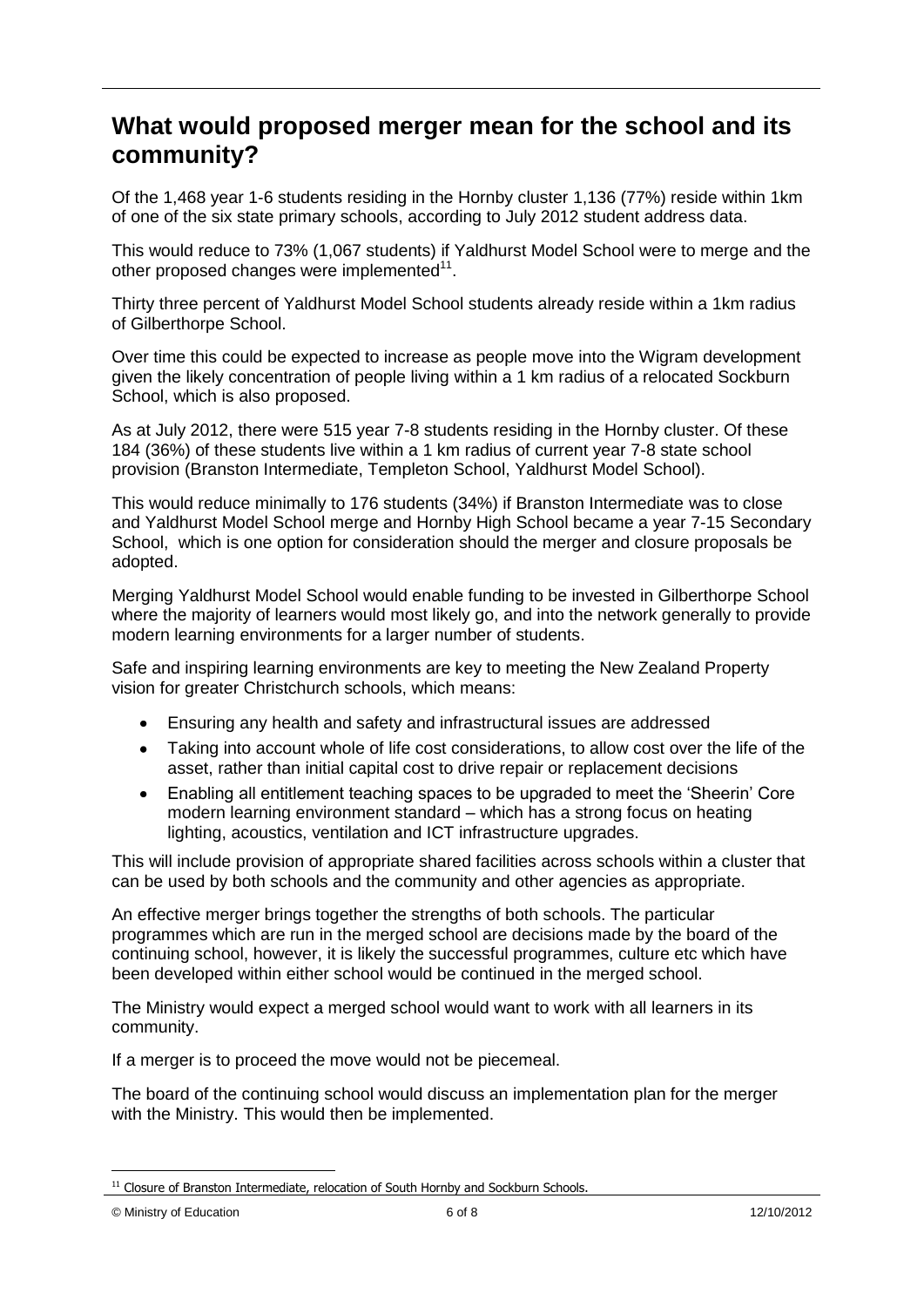## What would proposed merger mean for the school and its community?

Of the 1,468 year 1-6 students residing in the Hornby cluster 1,136 (77%) reside within 1km of one of the six state primary schools, according to July 2012 student address data.

This would reduce to 73% (1,067 students) if Yaldhurst Model School were to merge and the other proposed changes were implemented[11].

Thirty three percent of Yaldhurst Model School students already reside within a 1km radius of Gilberthorpe School.

Over time this could be expected to increase as people move into the Wigram development given the likely concentration of people living within a 1 km radius of a relocated Sockburn School, which is also proposed.

As at July 2012, there were 515 year 7-8 students residing in the Hornby cluster. Of these 184 (36%) of these students live within a 1 km radius of current year 7-8 state school provision (Branston Intermediate, Templeton School, Yaldhurst Model School).

This would reduce minimally to 176 students (34%) if Branston Intermediate was to close and Yaldhurst Model School merge and Hornby High School became a year 7-15 Secondary School, which is one option for consideration should the merger and closure proposals be adopted.

Merging Yaldhurst Model School would enable funding to be invested in Gilberthorpe School where the majority of learners would most likely go, and into the network generally to provide modern learning environments for a larger number of students.

Safe and inspiring learning environments are key to meeting the New Zealand Property vision for greater Christchurch schools, which means:

- Ensuring any health and safety and infrastructural issues are addressed
- Taking into account whole of life cost considerations, to allow cost over the life of the asset, rather than initial capital cost to drive repair or replacement decisions
- Enabling all entitlement teaching spaces to be upgraded to meet the 'Sheerin' Core modern learning environment standard – which has a strong focus on heating lighting, acoustics, ventilation and ICT infrastructure upgrades.

This will include provision of appropriate shared facilities across schools within a cluster that can be used by both schools and the community and other agencies as appropriate.

An effective merger brings together the strengths of both schools. The particular programmes which are run in the merged school are decisions made by the board of the continuing school, however, it is likely the successful programmes, culture etc which have been developed within either school would be continued in the merged school.

The Ministry would expect a merged school would want to work with all learners in its community.

If a merger is to proceed the move would not be piecemeal.

The board of the continuing school would discuss an implementation plan for the merger with the Ministry. This would then be implemented.

[11] Closure of Branston Intermediate, relocation of South Hornby and Sockburn Schools.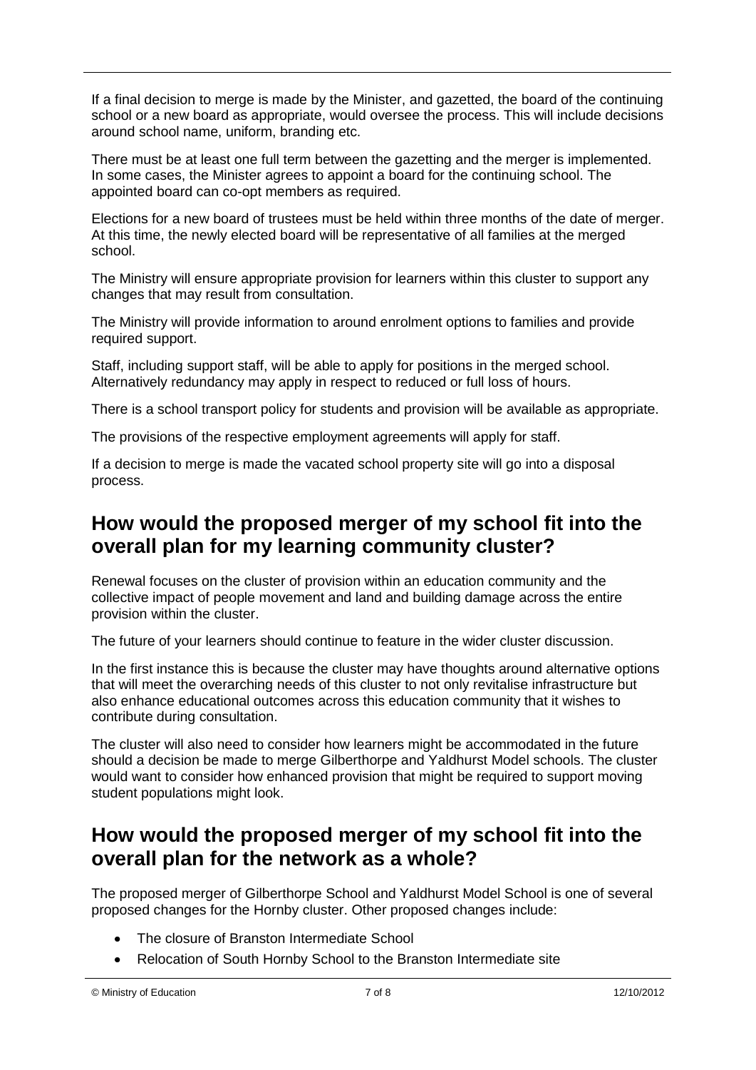If a final decision to merge is made by the Minister, and gazetted, the board of the continuing school or a new board as appropriate, would oversee the process. This will include decisions around school name, uniform, branding etc.

There must be at least one full term between the gazetting and the merger is implemented. In some cases, the Minister agrees to appoint a board for the continuing school. The appointed board can co-opt members as required.

Elections for a new board of trustees must be held within three months of the date of merger. At this time, the newly elected board will be representative of all families at the merged school.

The Ministry will ensure appropriate provision for learners within this cluster to support any changes that may result from consultation.

The Ministry will provide information to around enrolment options to families and provide required support.

Staff, including support staff, will be able to apply for positions in the merged school. Alternatively redundancy may apply in respect to reduced or full loss of hours.

There is a school transport policy for students and provision will be available as appropriate.

The provisions of the respective employment agreements will apply for staff.

If a decision to merge is made the vacated school property site will go into a disposal process.

## How would the proposed merger of my school fit into the overall plan for my learning community cluster?

Renewal focuses on the cluster of provision within an education community and the collective impact of people movement and land and building damage across the entire provision within the cluster.

The future of your learners should continue to feature in the wider cluster discussion.

In the first instance this is because the cluster may have thoughts around alternative options that will meet the overarching needs of this cluster to not only revitalise infrastructure but also enhance educational outcomes across this education community that it wishes to contribute during consultation.

The cluster will also need to consider how learners might be accommodated in the future should a decision be made to merge Gilberthorpe and Yaldhurst Model schools. The cluster would want to consider how enhanced provision that might be required to support moving student populations might look.

## How would the proposed merger of my school fit into the overall plan for the network as a whole?

The proposed merger of Gilberthorpe School and Yaldhurst Model School is one of several proposed changes for the Hornby cluster. Other proposed changes include:

- The closure of Branston Intermediate School
- Relocation of South Hornby School to the Branston Intermediate site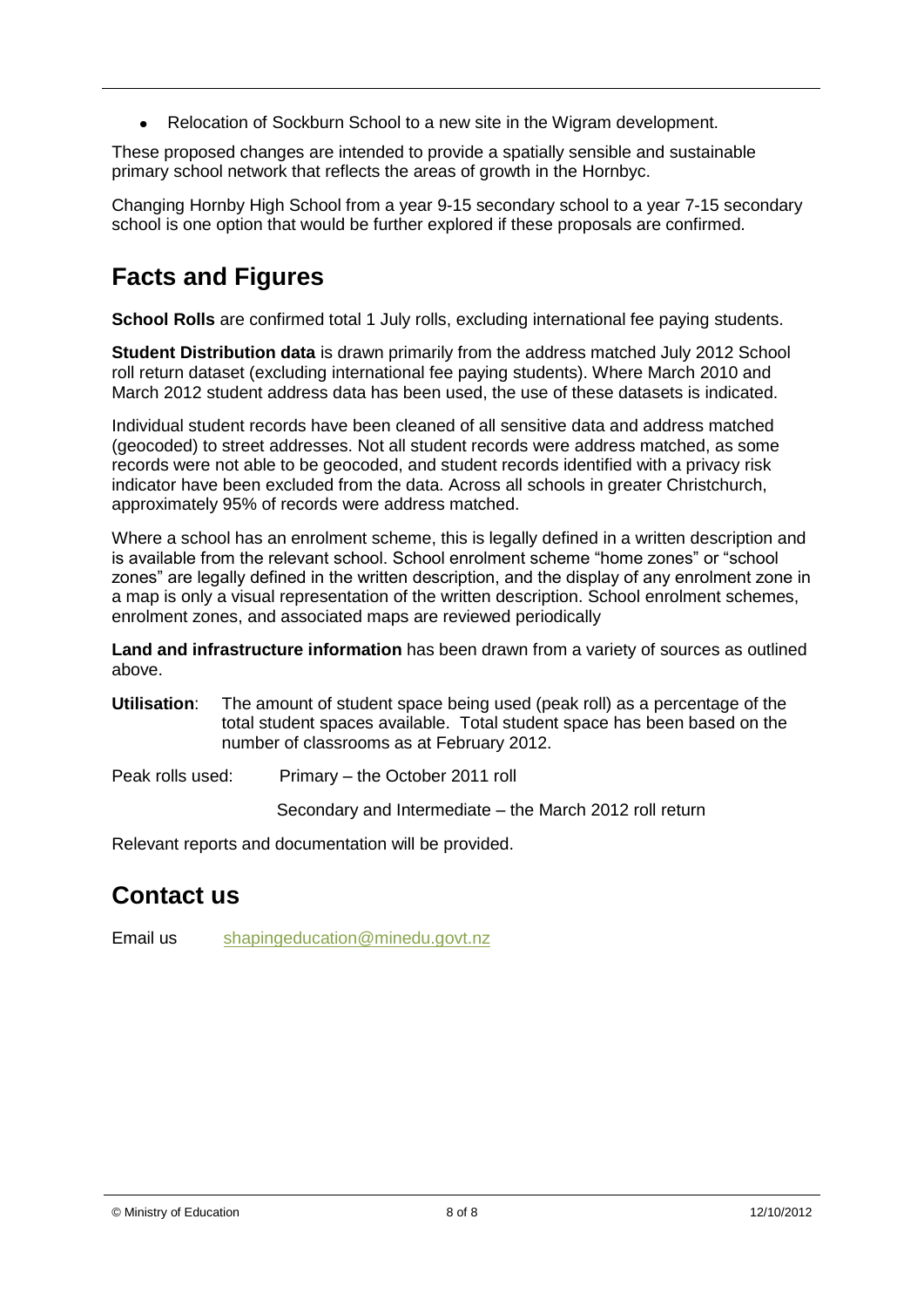- Relocation of Sockburn School to a new site in the Wigram development.

These proposed changes are intended to provide a spatially sensible and sustainable primary school network that reflects the areas of growth in the Hornbyc.

Changing Hornby High School from a year 9-15 secondary school to a year 7-15 secondary school is one option that would be further explored if these proposals are confirmed.

## Facts and Figures

**School Rolls** are confirmed total 1 July rolls, excluding international fee paying students.

**Student Distribution data** is drawn primarily from the address matched July 2012 School roll return dataset (excluding international fee paying students). Where March 2010 and March 2012 student address data has been used, the use of these datasets is indicated.

Individual student records have been cleaned of all sensitive data and address matched (geocoded) to street addresses. Not all student records were address matched, as some records were not able to be geocoded, and student records identified with a privacy risk indicator have been excluded from the data. Across all schools in greater Christchurch, approximately 95% of records were address matched.

Where a school has an enrolment scheme, this is legally defined in a written description and is available from the relevant school. School enrolment scheme "home zones" or "school zones" are legally defined in the written description, and the display of any enrolment zone in a map is only a visual representation of the written description. School enrolment schemes, enrolment zones, and associated maps are reviewed periodically

**Land and infrastructure information** has been drawn from a variety of sources as outlined above.

**Utilisation**: The amount of student space being used (peak roll) as a percentage of the total student spaces available. Total student space has been based on the number of classrooms as at February 2012.

Peak rolls used: Primary – the October 2011 roll

Secondary and Intermediate – the March 2012 roll return

Relevant reports and documentation will be provided.

## Contact us

Email us shapingeducation@minedu.govt.nz